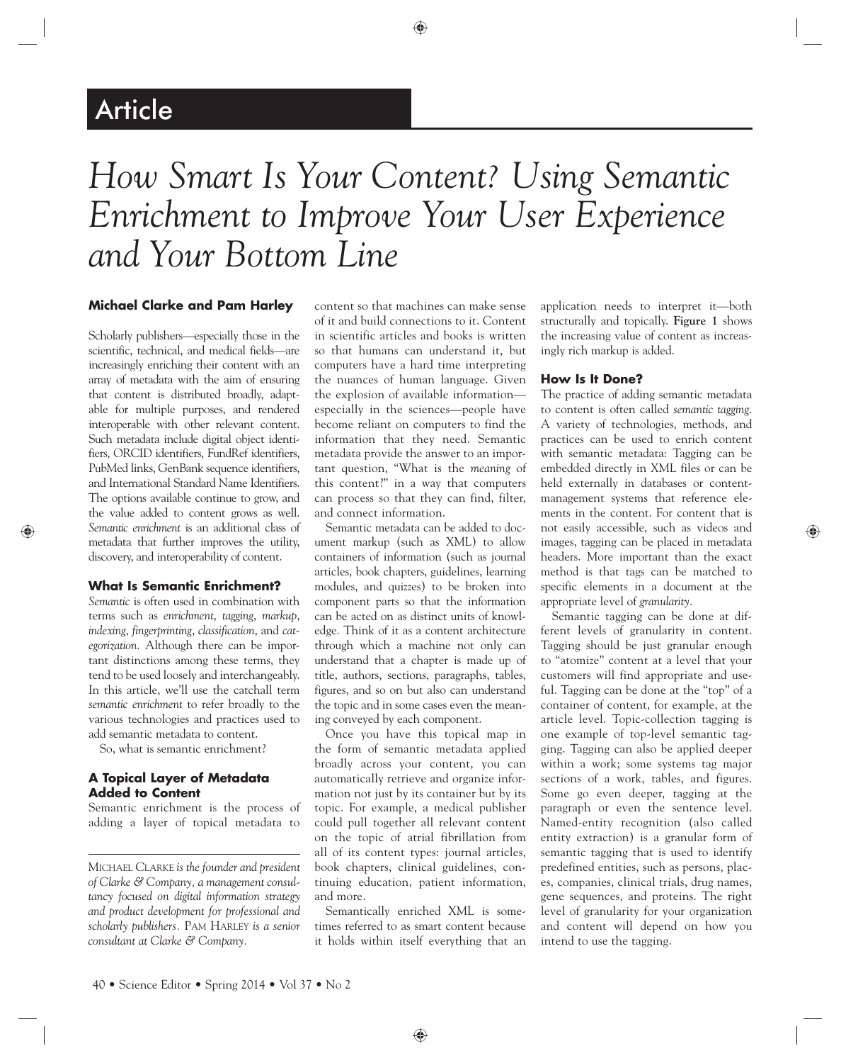# Article

# *How Smart Is Your Content? Using Semantic Enrichment to Improve Your User Experience and Your Bottom Line*

**Michael Clarke and Pam Harley**

Scholarly publishers—especially those in the scientific, technical, and medical fields—are increasingly enriching their content with an array of metadata with the aim of ensuring that content is distributed broadly, adaptable for multiple purposes, and rendered interoperable with other relevant content. Such metadata include digital object identifiers, ORCID identifiers, FundRef identifiers, PubMed links, GenBank sequence identifiers, and International Standard Name Identifiers. The options available continue to grow, and the value added to content grows as well. *Semantic enrichment* is an additional class of metadata that further improves the utility, discovery, and interoperability of content.

### What Is Semantic Enrichment?

*Semantic* is often used in combination with terms such as *enrichment*, *tagging*, *markup*, *indexing*, *fingerprinting*, *classification*, and *categorization*. Although there can be important distinctions among these terms, they tend to be used loosely and interchangeably. In this article, we'll use the catchall term *semantic enrichment* to refer broadly to the various technologies and practices used to add semantic metadata to content.

So, what is semantic enrichment?

### A Topical Layer of Metadata Added to Content

Semantic enrichment is the process of adding a layer of topical metadata to content so that machines can make sense of it and build connections to it. Content in scientific articles and books is written so that humans can understand it, but computers have a hard time interpreting the nuances of human language. Given the explosion of available information—especially in the sciences—people have become reliant on computers to find the information that they need. Semantic metadata provide the answer to an important question, "What is the *meaning* of this content?" in a way that computers can process so that they can find, filter, and connect information.

Semantic metadata can be added to document markup (such as XML) to allow containers of information (such as journal articles, book chapters, guidelines, learning modules, and quizzes) to be broken into component parts so that the information can be acted on as distinct units of knowledge. Think of it as a content architecture through which a machine not only can understand that a chapter is made up of title, authors, sections, paragraphs, tables, figures, and so on but also can understand the topic and in some cases even the meaning conveyed by each component.

Once you have this topical map in the form of semantic metadata applied broadly across your content, you can automatically retrieve and organize information not just by its container but by its topic. For example, a medical publisher could pull together all relevant content on the topic of atrial fibrillation from all of its content types: journal articles, book chapters, clinical guidelines, continuing education, patient information, and more.

Semantically enriched XML is sometimes referred to as smart content because it holds within itself everything that an application needs to interpret it—both structurally and topically. **Figure 1** shows the increasing value of content as increasingly rich markup is added.

### How Is It Done?

The practice of adding semantic metadata to content is often called *semantic tagging*. A variety of technologies, methods, and practices can be used to enrich content with semantic metadata: Tagging can be embedded directly in XML files or can be held externally in databases or content-management systems that reference elements in the content. For content that is not easily accessible, such as videos and images, tagging can be placed in metadata headers. More important than the exact method is that tags can be matched to specific elements in a document at the appropriate level of *granularity*.

Semantic tagging can be done at different levels of granularity in content. Tagging should be just granular enough to "atomize" content at a level that your customers will find appropriate and useful. Tagging can be done at the "top" of a container of content, for example, at the article level. Topic-collection tagging is one example of top-level semantic tagging. Tagging can also be applied deeper within a work; some systems tag major sections of a work, tables, and figures. Some go even deeper, tagging at the paragraph or even the sentence level. Named-entity recognition (also called entity extraction) is a granular form of semantic tagging that is used to identify predefined entities, such as persons, places, companies, clinical trials, drug names, gene sequences, and proteins. The right level of granularity for your organization and content will depend on how you intend to use the tagging.

---

Michael Clarke *is the founder and president of Clarke & Company, a management consultancy focused on digital information strategy and product development for professional and scholarly publishers.* Pam Harley *is a senior consultant at Clarke & Company.*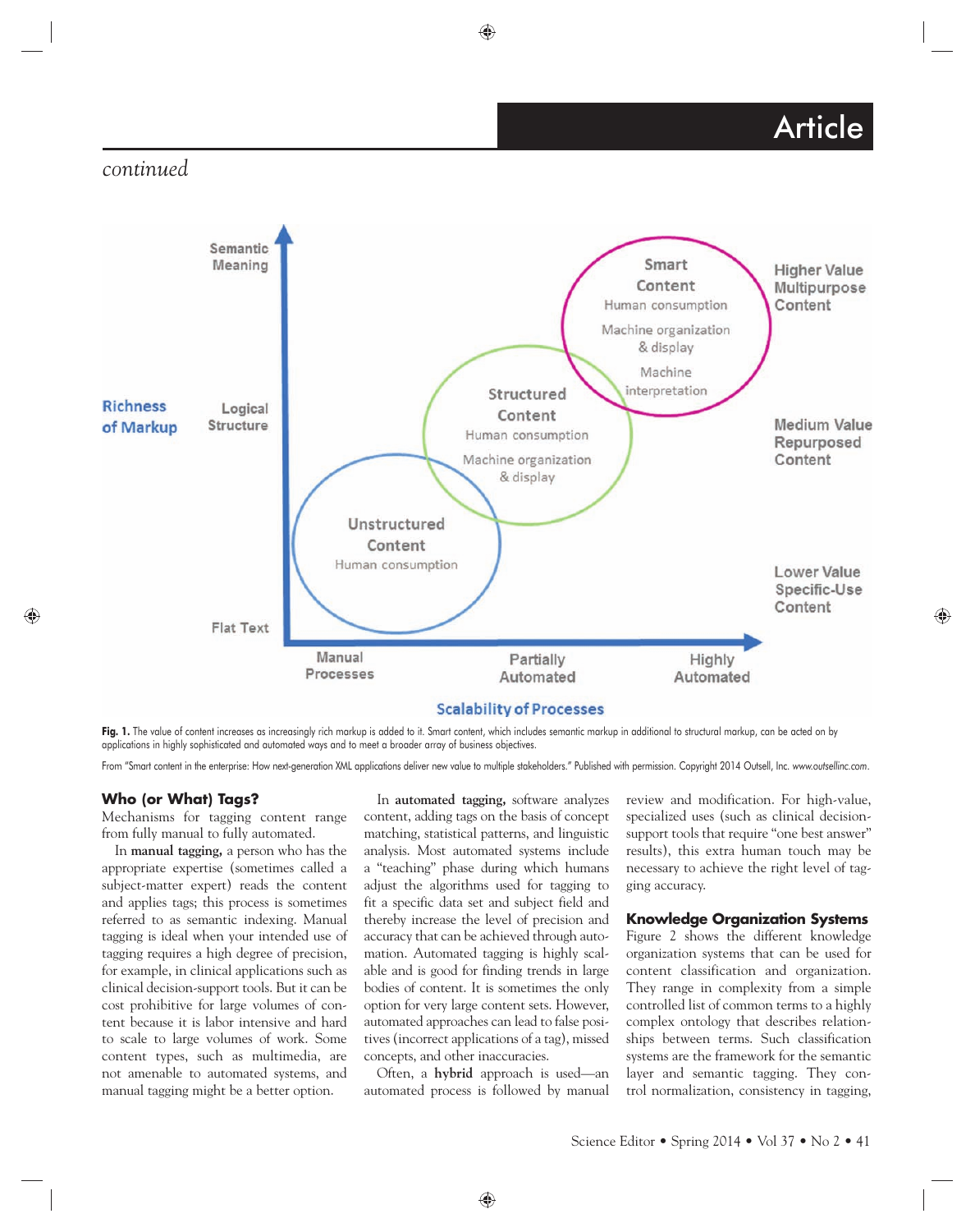*continued*

Semantic Meaning

Richness of Markup

Logical Structure

Flat Text

Smart Content
Human consumption
Machine organization & display
Machine interpretation

Structured Content
Human consumption
Machine organization & display

Unstructured Content
Human consumption

Higher Value Multipurpose Content

Medium Value Repurposed Content

Lower Value Specific-Use Content

Manual Processes

Partially Automated

Highly Automated

Scalability of Processes

**Fig. 1.** The value of content increases as increasingly rich markup is added to it. Smart content, which includes semantic markup in additional to structural markup, can be acted on by applications in highly sophisticated and automated ways and to meet a broader array of business objectives.

From "Smart content in the enterprise: How next-generation XML applications deliver new value to multiple stakeholders." Published with permission. Copyright 2014 Outsell, Inc. *www.outsellinc.com*.

## Who (or What) Tags?

Mechanisms for tagging content range from fully manual to fully automated.

In **manual tagging,** a person who has the appropriate expertise (sometimes called a subject-matter expert) reads the content and applies tags; this process is sometimes referred to as semantic indexing. Manual tagging is ideal when your intended use of tagging requires a high degree of precision, for example, in clinical applications such as clinical decision-support tools. But it can be cost prohibitive for large volumes of content because it is labor intensive and hard to scale to large volumes of work. Some content types, such as multimedia, are not amenable to automated systems, and manual tagging might be a better option.

In **automated tagging,** software analyzes content, adding tags on the basis of concept matching, statistical patterns, and linguistic analysis. Most automated systems include a "teaching" phase during which humans adjust the algorithms used for tagging to fit a specific data set and subject field and thereby increase the level of precision and accuracy that can be achieved through automation. Automated tagging is highly scalable and is good for finding trends in large bodies of content. It is sometimes the only option for very large content sets. However, automated approaches can lead to false positives (incorrect applications of a tag), missed concepts, and other inaccuracies.

Often, a **hybrid** approach is used—an automated process is followed by manual review and modification. For high-value, specialized uses (such as clinical decision-support tools that require "one best answer" results), this extra human touch may be necessary to achieve the right level of tagging accuracy.

## Knowledge Organization Systems

Figure 2 shows the different knowledge organization systems that can be used for content classification and organization. They range in complexity from a simple controlled list of common terms to a highly complex ontology that describes relationships between terms. Such classification systems are the framework for the semantic layer and semantic tagging. They control normalization, consistency in tagging,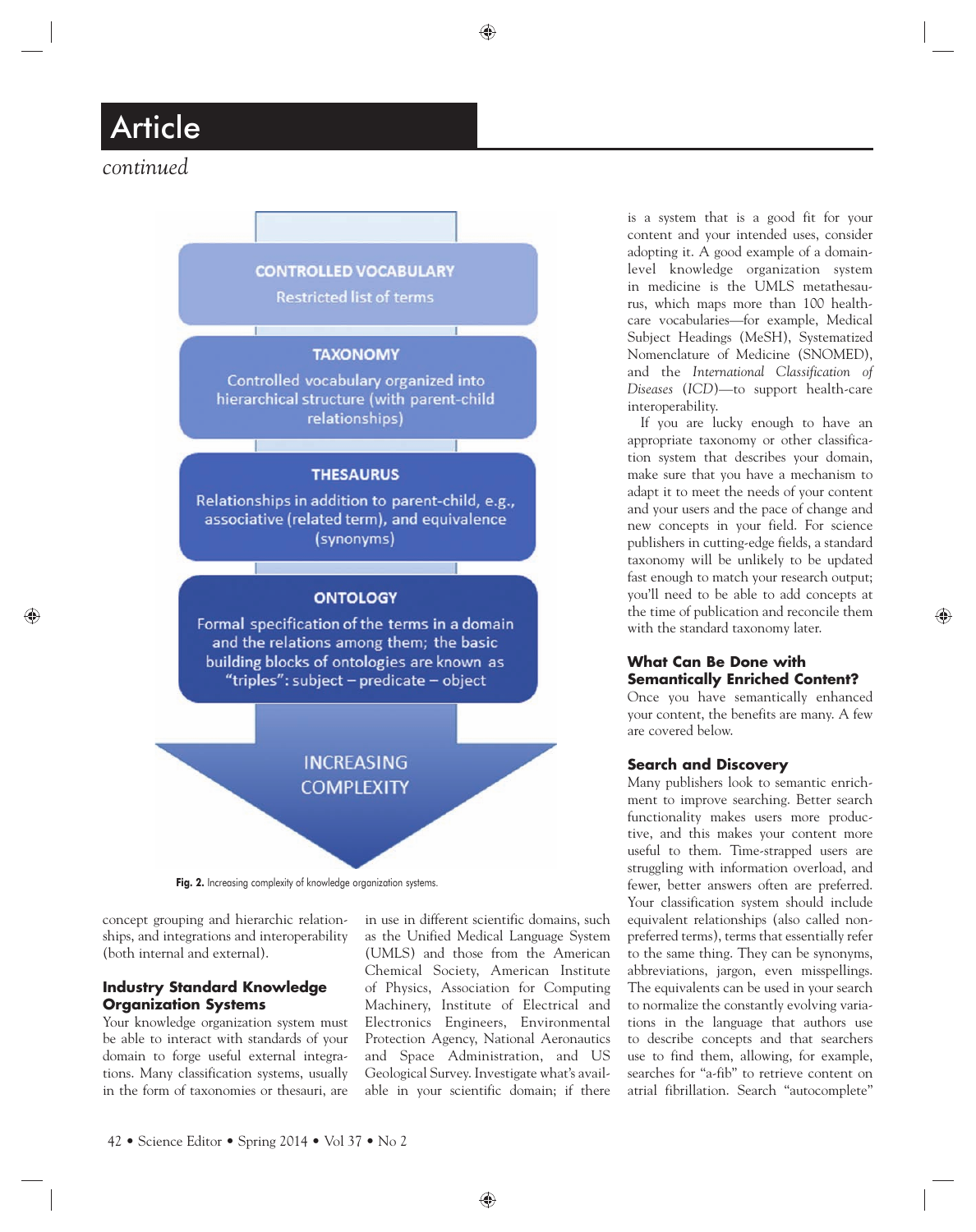# Article

*continued*

CONTROLLED VOCABULARY

Restricted list of terms

TAXONOMY

Controlled vocabulary organized into hierarchical structure (with parent-child relationships)

THESAURUS

Relationships in addition to parent-child, e.g., associative (related term), and equivalence (synonyms)

ONTOLOGY

Formal specification of the terms in a domain and the relations among them; the basic building blocks of ontologies are known as "triples": subject – predicate – object

INCREASING COMPLEXITY

**Fig. 2.** Increasing complexity of knowledge organization systems.

concept grouping and hierarchic relationships, and integrations and interoperability (both internal and external).

### Industry Standard Knowledge Organization Systems

Your knowledge organization system must be able to interact with standards of your domain to forge useful external integrations. Many classification systems, usually in the form of taxonomies or thesauri, are in use in different scientific domains, such as the Unified Medical Language System (UMLS) and those from the American Chemical Society, American Institute of Physics, Association for Computing Machinery, Institute of Electrical and Electronics Engineers, Environmental Protection Agency, National Aeronautics and Space Administration, and US Geological Survey. Investigate what's available in your scientific domain; if there is a system that is a good fit for your content and your intended uses, consider adopting it. A good example of a domain-level knowledge organization system in medicine is the UMLS metathesaurus, which maps more than 100 health-care vocabularies—for example, Medical Subject Headings (MeSH), Systematized Nomenclature of Medicine (SNOMED), and the *International Classification of Diseases* (*ICD*)—to support health-care interoperability.

If you are lucky enough to have an appropriate taxonomy or other classification system that describes your domain, make sure that you have a mechanism to adapt it to meet the needs of your content and your users and the pace of change and new concepts in your field. For science publishers in cutting-edge fields, a standard taxonomy will be unlikely to be updated fast enough to match your research output; you'll need to be able to add concepts at the time of publication and reconcile them with the standard taxonomy later.

### What Can Be Done with Semantically Enriched Content?

Once you have semantically enhanced your content, the benefits are many. A few are covered below.

### Search and Discovery

Many publishers look to semantic enrichment to improve searching. Better search functionality makes users more productive, and this makes your content more useful to them. Time-strapped users are struggling with information overload, and fewer, better answers often are preferred. Your classification system should include equivalent relationships (also called non-preferred terms), terms that essentially refer to the same thing. They can be synonyms, abbreviations, jargon, even misspellings. The equivalents can be used in your search to normalize the constantly evolving variations in the language that authors use to describe concepts and that searchers use to find them, allowing, for example, searches for "a-fib" to retrieve content on atrial fibrillation. Search "autocomplete"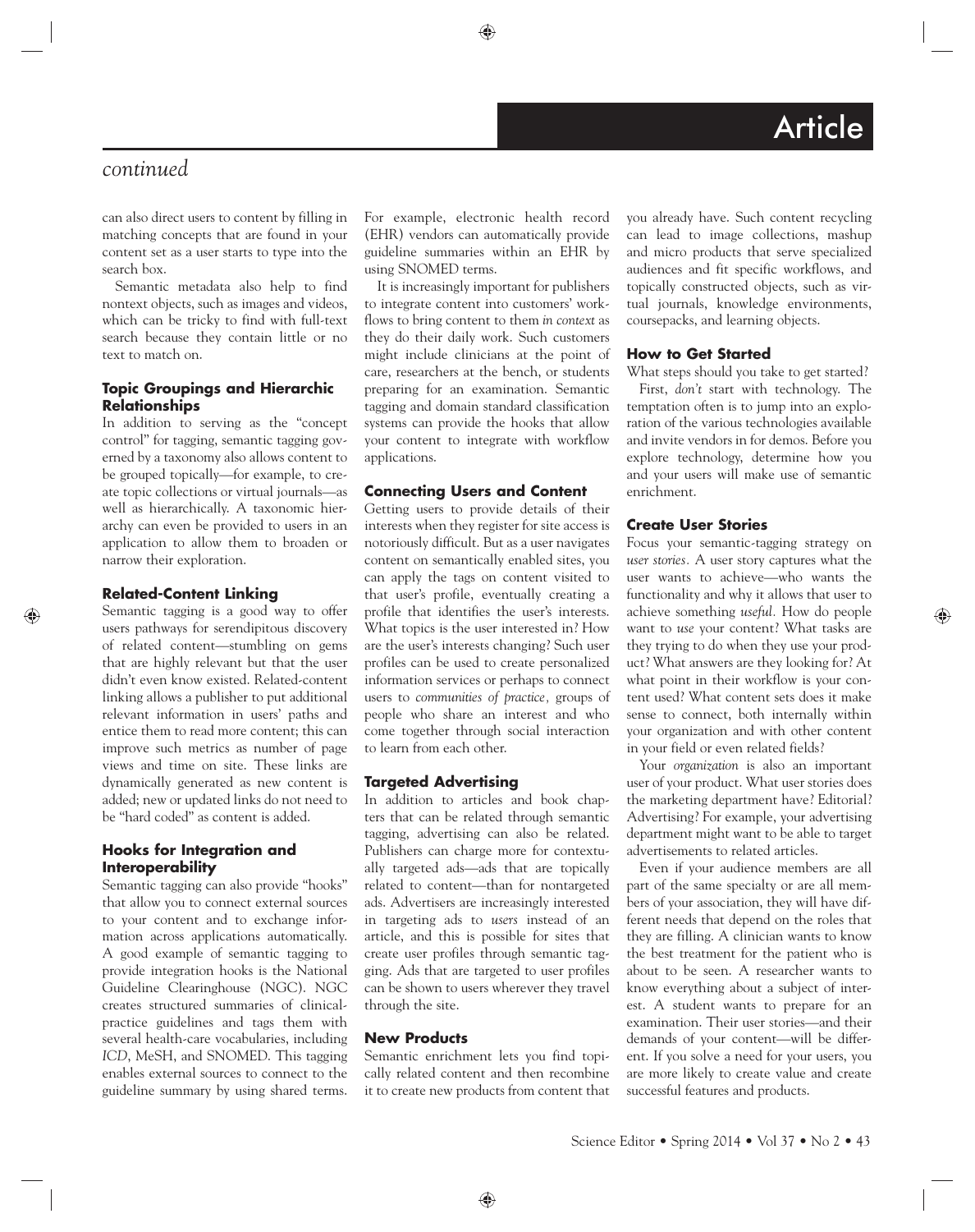*continued*

can also direct users to content by filling in matching concepts that are found in your content set as a user starts to type into the search box.

Semantic metadata also help to find nontext objects, such as images and videos, which can be tricky to find with full-text search because they contain little or no text to match on.

### Topic Groupings and Hierarchic Relationships

In addition to serving as the "concept control" for tagging, semantic tagging governed by a taxonomy also allows content to be grouped topically—for example, to create topic collections or virtual journals—as well as hierarchically. A taxonomic hierarchy can even be provided to users in an application to allow them to broaden or narrow their exploration.

### Related-Content Linking

Semantic tagging is a good way to offer users pathways for serendipitous discovery of related content—stumbling on gems that are highly relevant but that the user didn't even know existed. Related-content linking allows a publisher to put additional relevant information in users' paths and entice them to read more content; this can improve such metrics as number of page views and time on site. These links are dynamically generated as new content is added; new or updated links do not need to be "hard coded" as content is added.

### Hooks for Integration and Interoperability

Semantic tagging can also provide "hooks" that allow you to connect external sources to your content and to exchange information across applications automatically. A good example of semantic tagging to provide integration hooks is the National Guideline Clearinghouse (NGC). NGC creates structured summaries of clinical-practice guidelines and tags them with several health-care vocabularies, including *ICD*, MeSH, and SNOMED. This tagging enables external sources to connect to the guideline summary by using shared terms. For example, electronic health record (EHR) vendors can automatically provide guideline summaries within an EHR by using SNOMED terms.

It is increasingly important for publishers to integrate content into customers' workflows to bring content to them *in context* as they do their daily work. Such customers might include clinicians at the point of care, researchers at the bench, or students preparing for an examination. Semantic tagging and domain standard classification systems can provide the hooks that allow your content to integrate with workflow applications.

### Connecting Users and Content

Getting users to provide details of their interests when they register for site access is notoriously difficult. But as a user navigates content on semantically enabled sites, you can apply the tags on content visited to that user's profile, eventually creating a profile that identifies the user's interests. What topics is the user interested in? How are the user's interests changing? Such user profiles can be used to create personalized information services or perhaps to connect users to *communities of practice*, groups of people who share an interest and who come together through social interaction to learn from each other.

### Targeted Advertising

In addition to articles and book chapters that can be related through semantic tagging, advertising can also be related. Publishers can charge more for contextually targeted ads—ads that are topically related to content—than for nontargeted ads. Advertisers are increasingly interested in targeting ads to *users* instead of an article, and this is possible for sites that create user profiles through semantic tagging. Ads that are targeted to user profiles can be shown to users wherever they travel through the site.

### New Products

Semantic enrichment lets you find topically related content and then recombine it to create new products from content that you already have. Such content recycling can lead to image collections, mashup and micro products that serve specialized audiences and fit specific workflows, and topically constructed objects, such as virtual journals, knowledge environments, coursepacks, and learning objects.

### How to Get Started

What steps should you take to get started?

First, *don't* start with technology. The temptation often is to jump into an exploration of the various technologies available and invite vendors in for demos. Before you explore technology, determine how you and your users will make use of semantic enrichment.

### Create User Stories

Focus your semantic-tagging strategy on *user stories*. A user story captures what the user wants to achieve—who wants the functionality and why it allows that user to achieve something *useful*. How do people want to *use* your content? What tasks are they trying to do when they use your product? What answers are they looking for? At what point in their workflow is your content used? What content sets does it make sense to connect, both internally within your organization and with other content in your field or even related fields?

Your *organization* is also an important user of your product. What user stories does the marketing department have? Editorial? Advertising? For example, your advertising department might want to be able to target advertisements to related articles.

Even if your audience members are all part of the same specialty or are all members of your association, they will have different needs that depend on the roles that they are filling. A clinician wants to know the best treatment for the patient who is about to be seen. A researcher wants to know everything about a subject of interest. A student wants to prepare for an examination. Their user stories—and their demands of your content—will be different. If you solve a need for your users, you are more likely to create value and create successful features and products.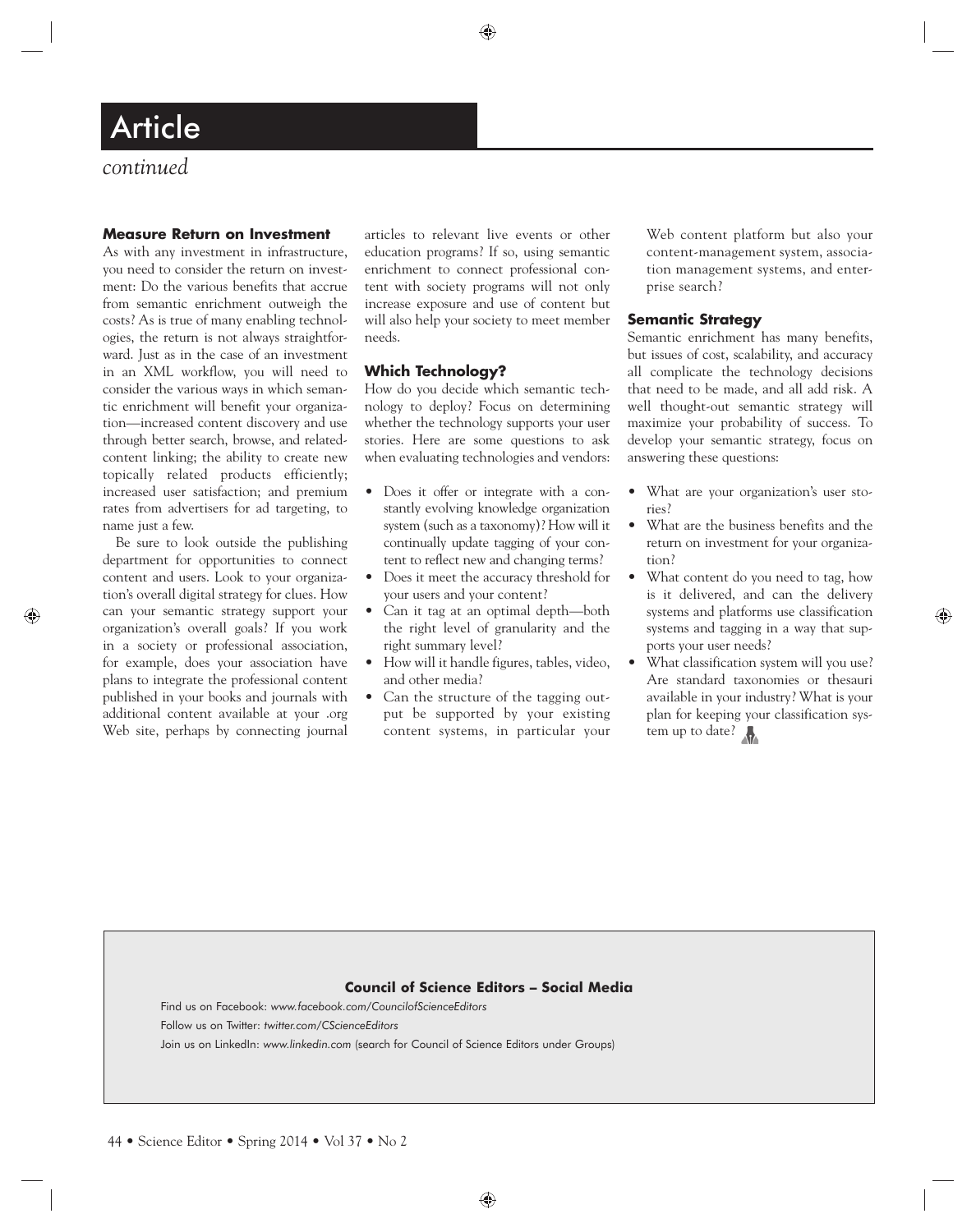# Article

*continued*

### Measure Return on Investment

As with any investment in infrastructure, you need to consider the return on investment: Do the various benefits that accrue from semantic enrichment outweigh the costs? As is true of many enabling technologies, the return is not always straightforward. Just as in the case of an investment in an XML workflow, you will need to consider the various ways in which semantic enrichment will benefit your organization—increased content discovery and use through better search, browse, and related-content linking; the ability to create new topically related products efficiently; increased user satisfaction; and premium rates from advertisers for ad targeting, to name just a few.

Be sure to look outside the publishing department for opportunities to connect content and users. Look to your organization's overall digital strategy for clues. How can your semantic strategy support your organization's overall goals? If you work in a society or professional association, for example, does your association have plans to integrate the professional content published in your books and journals with additional content available at your .org Web site, perhaps by connecting journal articles to relevant live events or other education programs? If so, using semantic enrichment to connect professional content with society programs will not only increase exposure and use of content but will also help your society to meet member needs.

### Which Technology?

How do you decide which semantic technology to deploy? Focus on determining whether the technology supports your user stories. Here are some questions to ask when evaluating technologies and vendors:

- Does it offer or integrate with a constantly evolving knowledge organization system (such as a taxonomy)? How will it continually update tagging of your content to reflect new and changing terms?
- Does it meet the accuracy threshold for your users and your content?
- Can it tag at an optimal depth—both the right level of granularity and the right summary level?
- How will it handle figures, tables, video, and other media?
- Can the structure of the tagging output be supported by your existing content systems, in particular your Web content platform but also your content-management system, association management systems, and enterprise search?

### Semantic Strategy

Semantic enrichment has many benefits, but issues of cost, scalability, and accuracy all complicate the technology decisions that need to be made, and all add risk. A well thought-out semantic strategy will maximize your probability of success. To develop your semantic strategy, focus on answering these questions:

- What are your organization's user stories?
- What are the business benefits and the return on investment for your organization?
- What content do you need to tag, how is it delivered, and can the delivery systems and platforms use classification systems and tagging in a way that supports your user needs?
- What classification system will you use? Are standard taxonomies or thesauri available in your industry? What is your plan for keeping your classification system up to date?

**Council of Science Editors – Social Media**

Find us on Facebook: *www.facebook.com/CouncilofScienceEditors*

Follow us on Twitter: *twitter.com/CScienceEditors*

Join us on LinkedIn: *www.linkedin.com* (search for Council of Science Editors under Groups)